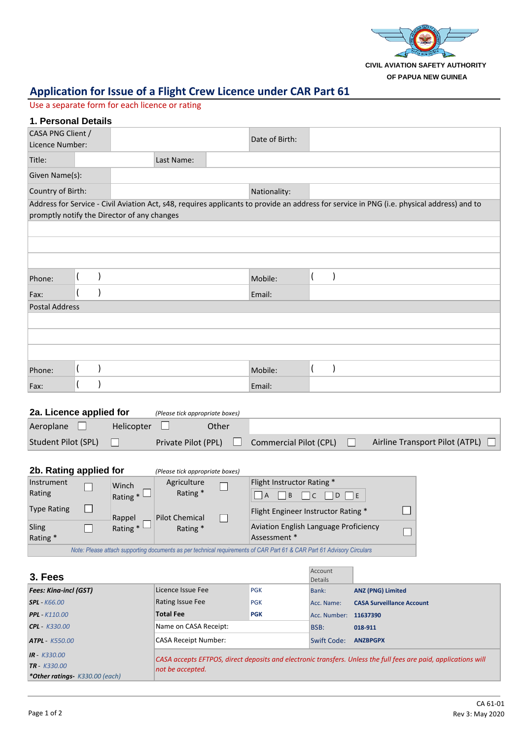CIVIL AVIATION SAFETY AUTHORITY
OF PAPUA NEW GUINEA

# Application for Issue of a Flight Crew Licence under CAR Part 61

Use a separate form for each licence or rating

## 1. Personal Details

| CASA PNG Client / Licence Number: | | | | Date of Birth: | |
|---|---|---|---|---|---|
| Title: | | Last Name: | | | |
| Given Name(s): | | | | | |
| Country of Birth: | | | | Nationality: | |

Address for Service - Civil Aviation Act, s48, requires applicants to provide an address for service in PNG (i.e. physical address) and to promptly notify the Director of any changes

| | | | |
|---|---|---|---|
| | | | |
| | | | |
| | | | |
| Phone: | (    ) | Mobile: | (    ) |
| Fax: | (    ) | Email: | |

Postal Address

| | | | |
|---|---|---|---|
| | | | |
| | | | |
| | | | |
| Phone: | (    ) | Mobile: | (    ) |
| Fax: | (    ) | Email: | |

## 2a. Licence applied for

*(Please tick appropriate boxes)*

| | | | |
|---|---|---|---|
| Aeroplane ☐ | Helicopter ☐ | Other | |
| Student Pilot (SPL) ☐ | Private Pilot (PPL) ☐ | Commercial Pilot (CPL) ☐ | Airline Transport Pilot (ATPL) ☐ |

## 2b. Rating applied for

*(Please tick appropriate boxes)*

| | | | |
|---|---|---|---|
| Instrument Rating ☐ | Winch Rating * ☐ | Agriculture Rating * ☐ | Flight Instructor Rating * ☐ A ☐ B ☐ C ☐ D ☐ E |
| Type Rating ☐ | Rappel Rating * ☐ | Pilot Chemical Rating * ☐ | Flight Engineer Instructor Rating * ☐ |
| Sling Rating * ☐ | | | Aviation English Language Proficiency Assessment * ☐ |

*Note: Please attach supporting documents as per technical requirements of CAR Part 61 & CAR Part 61 Advisory Circulars*

## 3. Fees

| ***Fees: Kina-incl (GST)*** | | | Account Details | |
|---|---|---|---|---|
| ***SPL*** - *K66.00* | Licence Issue Fee | PGK | Bank: | **ANZ (PNG) Limited** |
| ***PPL*** - *K110.00* | Rating Issue Fee | PGK | Acc. Name: | **CASA Surveillance Account** |
| ***CPL*** - *K330.00* | **Total Fee** | **PGK** | Acc. Number: | **11637390** |
| ***ATPL*** - *K550.00* | Name on CASA Receipt: | | BSB: | **018-911** |
| | CASA Receipt Number: | | Swift Code: | **ANZBPGPX** |
| ***IR*** - *K330.00*<br>***TR*** - *K330.00*<br>***\*Other ratings*** - *K330.00 (each)* | *CASA accepts EFTPOS, direct deposits and electronic transfers. Unless the full fees are paid, applications will not be accepted.* | | | |

CA 61-01
Rev 3: May 2020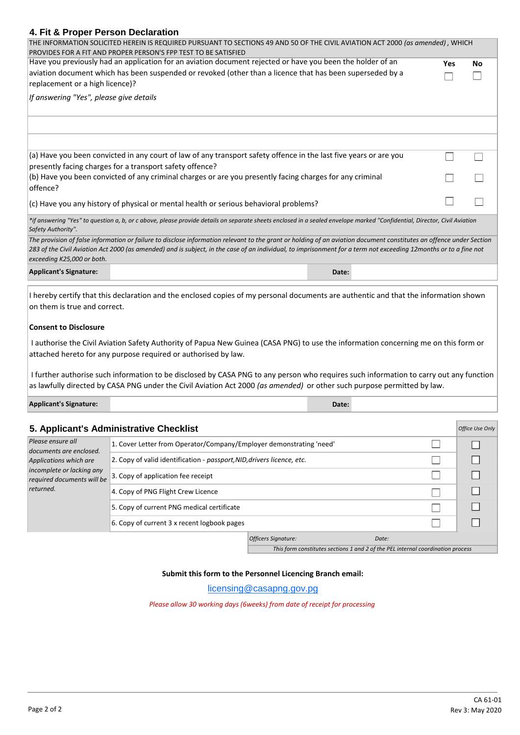## 4. Fit & Proper Person Declaration

THE INFORMATION SOLICITED HEREIN IS REQUIRED PURSUANT TO SECTIONS 49 AND 50 OF THE CIVIL AVIATION ACT 2000 *(as amended)*, WHICH PROVIDES FOR A FIT AND PROPER PERSON'S FPP TEST TO BE SATISFIED

| | Yes | No |
|---|---|---|
| Have you previously had an application for an aviation document rejected or have you been the holder of an aviation document which has been suspended or revoked (other than a licence that has been superseded by a replacement or a high licence)? | ☐ | ☐ |
| *If answering "Yes", please give details* | | |
| | | |
| | | |
| (a) Have you been convicted in any court of law of any transport safety offence in the last five years or are you presently facing charges for a transport safety offence? | ☐ | ☐ |
| (b) Have you been convicted of any criminal charges or are you presently facing charges for any criminal offence? | ☐ | ☐ |
| (c) Have you any history of physical or mental health or serious behavioral problems? | ☐ | ☐ |

*\*if answering "Yes" to question a, b, or c above, please provide details on separate sheets enclosed in a sealed envelope marked "Confidential, Director, Civil Aviation Safety Authority".*

*The provision of false information or failure to disclose information relevant to the grant or holding of an aviation document constitutes an offence under Section 283 of the Civil Aviation Act 2000 (as amended) and is subject, in the case of an individual, to imprisonment for a term not exceeding 12months or to a fine not exceeding K25,000 or both.*

| **Applicant's Signature:** | | **Date:** | |
|---|---|---|---|

I hereby certify that this declaration and the enclosed copies of my personal documents are authentic and that the information shown on them is true and correct.

**Consent to Disclosure**

I authorise the Civil Aviation Safety Authority of Papua New Guinea (CASA PNG) to use the information concerning me on this form or attached hereto for any purpose required or authorised by law.

I further authorise such information to be disclosed by CASA PNG to any person who requires such information to carry out any function as lawfully directed by CASA PNG under the Civil Aviation Act 2000 *(as amended)* or other such purpose permitted by law.

| **Applicant's Signature:** | | **Date:** | |
|---|---|---|---|

## 5. Applicant's Administrative Checklist

| | | | *Office Use Only* |
|---|---|---|---|
| *Please ensure all documents are enclosed. Applications which are incomplete or lacking any required documents will be returned.* | 1. Cover Letter from Operator/Company/Employer demonstrating 'need' | ☐ | ☐ |
| | 2. Copy of valid identification - *passport,NID,drivers licence, etc.* | ☐ | ☐ |
| | 3. Copy of application fee receipt | ☐ | ☐ |
| | 4. Copy of PNG Flight Crew Licence | ☐ | ☐ |
| | 5. Copy of current PNG medical certificate | ☐ | ☐ |
| | 6. Copy of current 3 x recent logbook pages | ☐ | ☐ |

*Officers Signature:* *Date:*

*This form constitutes sections 1 and 2 of the PEL internal coordination process*

**Submit this form to the Personnel Licencing Branch email:**

licensing@casapng.gov.pg

*Please allow 30 working days (6weeks) from date of receipt for processing*

CA 61-01
Rev 3: May 2020